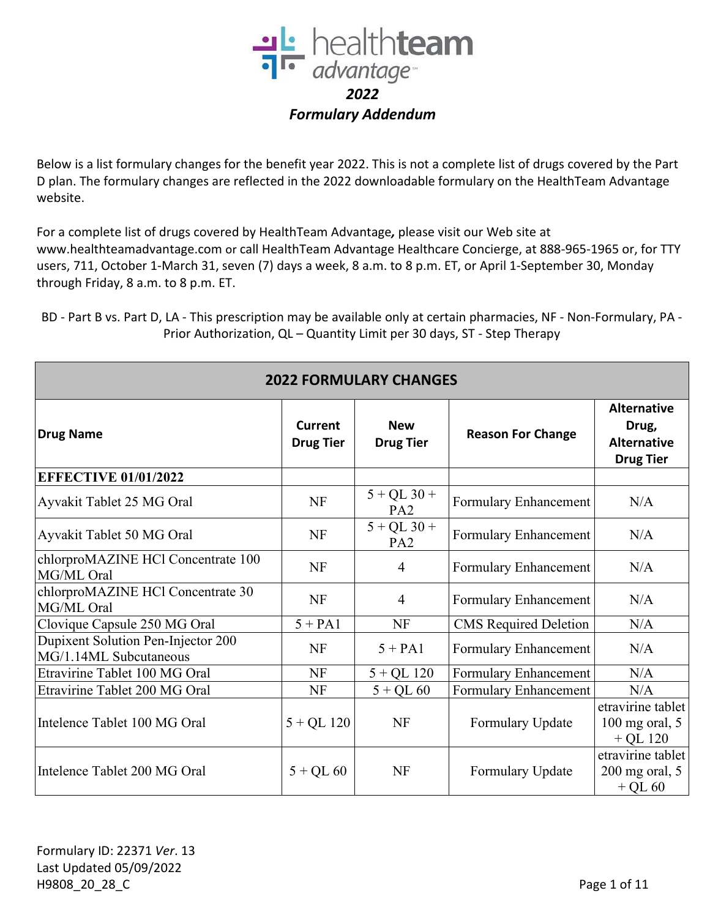# healthteam advantage

## *2022*

## *Formulary Addendum*

Below is a list formulary changes for the benefit year 2022. This is not a complete list of drugs covered by the Part D plan. The formulary changes are reflected in the 2022 downloadable formulary on the HealthTeam Advantage website.

For a complete list of drugs covered by HealthTeam Advantage***,*** please visit our Web site at www.healthteamadvantage.com or call HealthTeam Advantage Healthcare Concierge, at 888-965-1965 or, for TTY users, 711, October 1-March 31, seven (7) days a week, 8 a.m. to 8 p.m. ET, or April 1-September 30, Monday through Friday, 8 a.m. to 8 p.m. ET.

BD - Part B vs. Part D, LA - This prescription may be available only at certain pharmacies, NF - Non-Formulary, PA - Prior Authorization, QL – Quantity Limit per 30 days, ST - Step Therapy

| 2022 FORMULARY CHANGES | | | | |
|---|---|---|---|---|
| **Drug Name** | **Current Drug Tier** | **New Drug Tier** | **Reason For Change** | **Alternative Drug, Alternative Drug Tier** |
| **EFFECTIVE 01/01/2022** | | | | |
| Ayvakit Tablet 25 MG Oral | NF | 5 + QL 30 + PA2 | Formulary Enhancement | N/A |
| Ayvakit Tablet 50 MG Oral | NF | 5 + QL 30 + PA2 | Formulary Enhancement | N/A |
| chlorproMAZINE HCl Concentrate 100 MG/ML Oral | NF | 4 | Formulary Enhancement | N/A |
| chlorproMAZINE HCl Concentrate 30 MG/ML Oral | NF | 4 | Formulary Enhancement | N/A |
| Clovique Capsule 250 MG Oral | 5 + PA1 | NF | CMS Required Deletion | N/A |
| Dupixent Solution Pen-Injector 200 MG/1.14ML Subcutaneous | NF | 5 + PA1 | Formulary Enhancement | N/A |
| Etravirine Tablet 100 MG Oral | NF | 5 + QL 120 | Formulary Enhancement | N/A |
| Etravirine Tablet 200 MG Oral | NF | 5 + QL 60 | Formulary Enhancement | N/A |
| Intelence Tablet 100 MG Oral | 5 + QL 120 | NF | Formulary Update | etravirine tablet 100 mg oral, 5 + QL 120 |
| Intelence Tablet 200 MG Oral | 5 + QL 60 | NF | Formulary Update | etravirine tablet 200 mg oral, 5 + QL 60 |

Formulary ID: 22371 *Ver*. 13
Last Updated 05/09/2022
H9808_20_28_C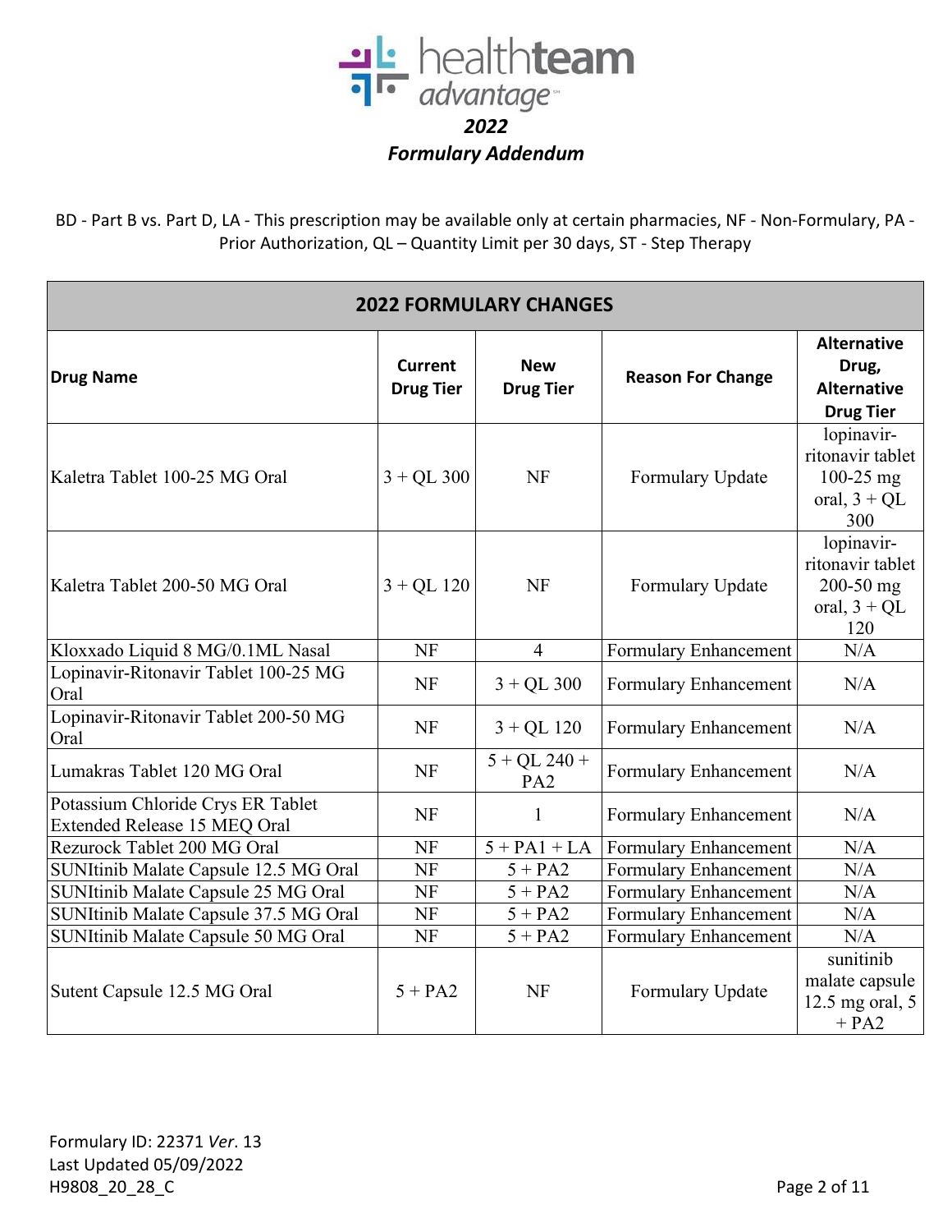# healthteam advantage

## *2022 Formulary Addendum*

BD - Part B vs. Part D, LA - This prescription may be available only at certain pharmacies, NF - Non-Formulary, PA - Prior Authorization, QL – Quantity Limit per 30 days, ST - Step Therapy

| 2022 FORMULARY CHANGES | | | | |
|---|---|---|---|---|
| **Drug Name** | **Current Drug Tier** | **New Drug Tier** | **Reason For Change** | **Alternative Drug, Alternative Drug Tier** |
| Kaletra Tablet 100-25 MG Oral | 3 + QL 300 | NF | Formulary Update | lopinavir-ritonavir tablet 100-25 mg oral, 3 + QL 300 |
| Kaletra Tablet 200-50 MG Oral | 3 + QL 120 | NF | Formulary Update | lopinavir-ritonavir tablet 200-50 mg oral, 3 + QL 120 |
| Kloxxado Liquid 8 MG/0.1ML Nasal | NF | 4 | Formulary Enhancement | N/A |
| Lopinavir-Ritonavir Tablet 100-25 MG Oral | NF | 3 + QL 300 | Formulary Enhancement | N/A |
| Lopinavir-Ritonavir Tablet 200-50 MG Oral | NF | 3 + QL 120 | Formulary Enhancement | N/A |
| Lumakras Tablet 120 MG Oral | NF | 5 + QL 240 + PA2 | Formulary Enhancement | N/A |
| Potassium Chloride Crys ER Tablet Extended Release 15 MEQ Oral | NF | 1 | Formulary Enhancement | N/A |
| Rezurock Tablet 200 MG Oral | NF | 5 + PA1 + LA | Formulary Enhancement | N/A |
| SUNItinib Malate Capsule 12.5 MG Oral | NF | 5 + PA2 | Formulary Enhancement | N/A |
| SUNItinib Malate Capsule 25 MG Oral | NF | 5 + PA2 | Formulary Enhancement | N/A |
| SUNItinib Malate Capsule 37.5 MG Oral | NF | 5 + PA2 | Formulary Enhancement | N/A |
| SUNItinib Malate Capsule 50 MG Oral | NF | 5 + PA2 | Formulary Enhancement | N/A |
| Sutent Capsule 12.5 MG Oral | 5 + PA2 | NF | Formulary Update | sunitinib malate capsule 12.5 mg oral, 5 + PA2 |

Formulary ID: 22371 *Ver*. 13
Last Updated 05/09/2022
H9808_20_28_C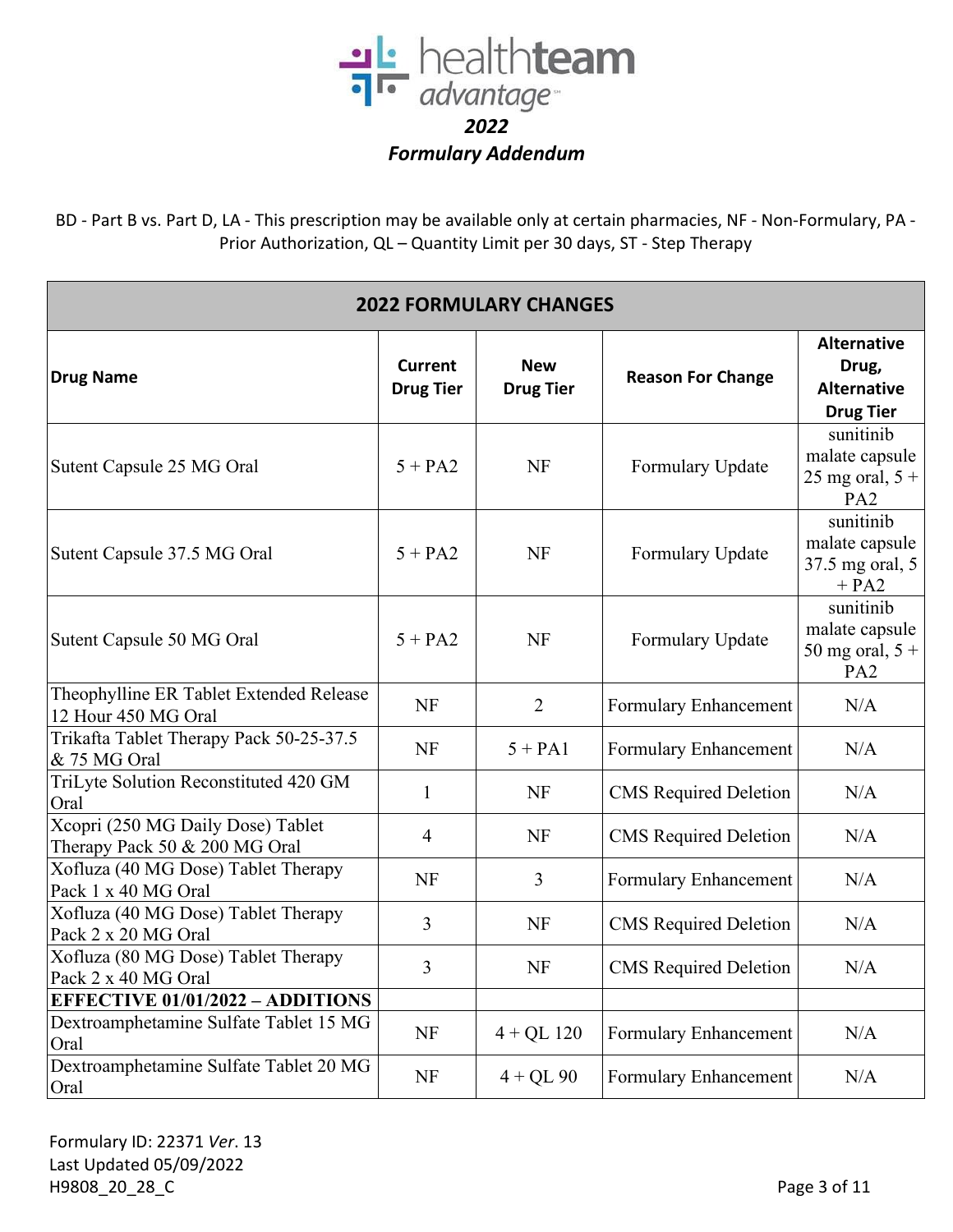healthteam advantage

*2022*

***Formulary Addendum***

BD - Part B vs. Part D, LA - This prescription may be available only at certain pharmacies, NF - Non-Formulary, PA - Prior Authorization, QL – Quantity Limit per 30 days, ST - Step Therapy

| 2022 FORMULARY CHANGES | | | | |
|---|---|---|---|---|
| **Drug Name** | **Current Drug Tier** | **New Drug Tier** | **Reason For Change** | **Alternative Drug, Alternative Drug Tier** |
| Sutent Capsule 25 MG Oral | 5 + PA2 | NF | Formulary Update | sunitinib malate capsule 25 mg oral, 5 + PA2 |
| Sutent Capsule 37.5 MG Oral | 5 + PA2 | NF | Formulary Update | sunitinib malate capsule 37.5 mg oral, 5 + PA2 |
| Sutent Capsule 50 MG Oral | 5 + PA2 | NF | Formulary Update | sunitinib malate capsule 50 mg oral, 5 + PA2 |
| Theophylline ER Tablet Extended Release 12 Hour 450 MG Oral | NF | 2 | Formulary Enhancement | N/A |
| Trikafta Tablet Therapy Pack 50-25-37.5 & 75 MG Oral | NF | 5 + PA1 | Formulary Enhancement | N/A |
| TriLyte Solution Reconstituted 420 GM Oral | 1 | NF | CMS Required Deletion | N/A |
| Xcopri (250 MG Daily Dose) Tablet Therapy Pack 50 & 200 MG Oral | 4 | NF | CMS Required Deletion | N/A |
| Xofluza (40 MG Dose) Tablet Therapy Pack 1 x 40 MG Oral | NF | 3 | Formulary Enhancement | N/A |
| Xofluza (40 MG Dose) Tablet Therapy Pack 2 x 20 MG Oral | 3 | NF | CMS Required Deletion | N/A |
| Xofluza (80 MG Dose) Tablet Therapy Pack 2 x 40 MG Oral | 3 | NF | CMS Required Deletion | N/A |
| **EFFECTIVE 01/01/2022 – ADDITIONS** | | | | |
| Dextroamphetamine Sulfate Tablet 15 MG Oral | NF | 4 + QL 120 | Formulary Enhancement | N/A |
| Dextroamphetamine Sulfate Tablet 20 MG Oral | NF | 4 + QL 90 | Formulary Enhancement | N/A |

Formulary ID: 22371 *Ver*. 13
Last Updated 05/09/2022
H9808_20_28_C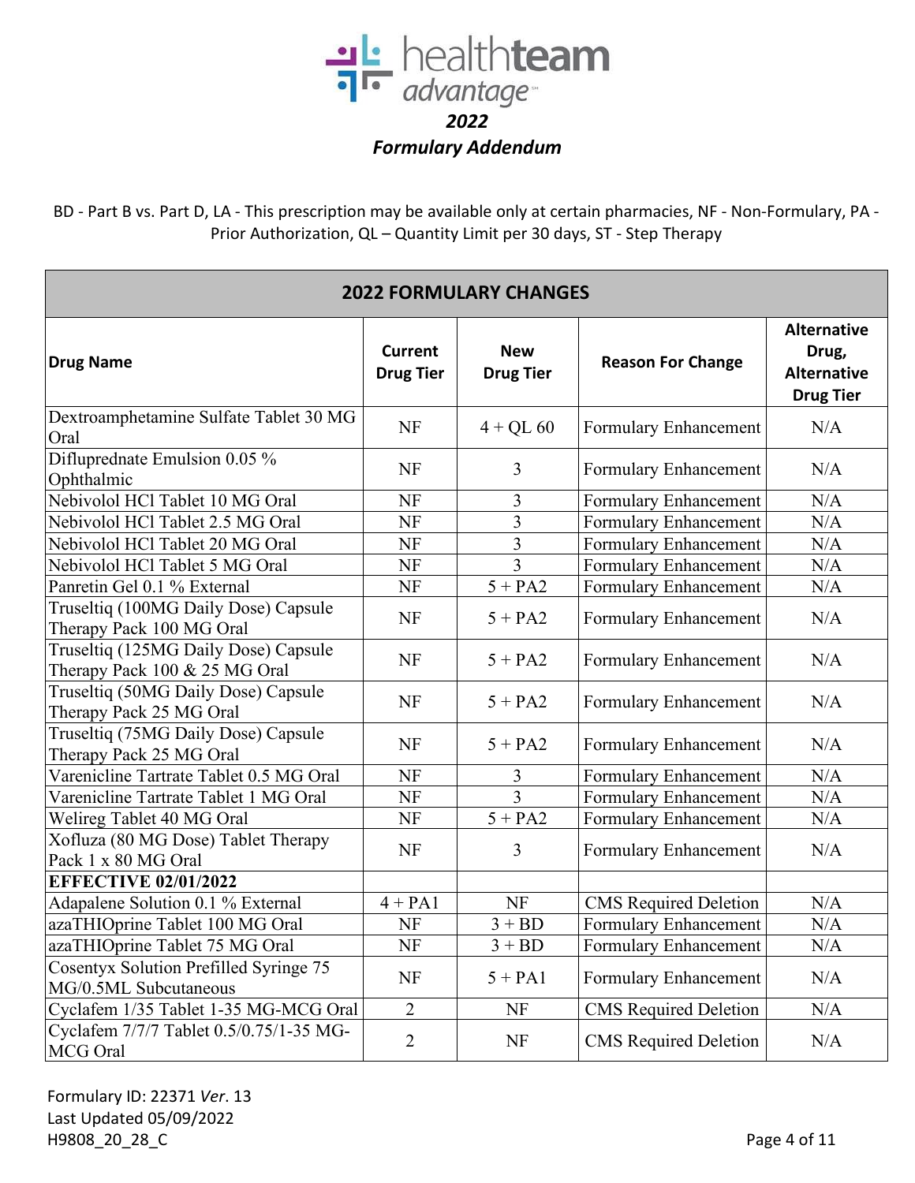# healthteam advantage

## *2022*

## *Formulary Addendum*

BD - Part B vs. Part D, LA - This prescription may be available only at certain pharmacies, NF - Non-Formulary, PA - Prior Authorization, QL – Quantity Limit per 30 days, ST - Step Therapy

| **2022 FORMULARY CHANGES** | | | | |
|---|---|---|---|---|
| **Drug Name** | **Current Drug Tier** | **New Drug Tier** | **Reason For Change** | **Alternative Drug, Alternative Drug Tier** |
| Dextroamphetamine Sulfate Tablet 30 MG Oral | NF | 4 + QL 60 | Formulary Enhancement | N/A |
| Difluprednate Emulsion 0.05 % Ophthalmic | NF | 3 | Formulary Enhancement | N/A |
| Nebivolol HCl Tablet 10 MG Oral | NF | 3 | Formulary Enhancement | N/A |
| Nebivolol HCl Tablet 2.5 MG Oral | NF | 3 | Formulary Enhancement | N/A |
| Nebivolol HCl Tablet 20 MG Oral | NF | 3 | Formulary Enhancement | N/A |
| Nebivolol HCl Tablet 5 MG Oral | NF | 3 | Formulary Enhancement | N/A |
| Panretin Gel 0.1 % External | NF | 5 + PA2 | Formulary Enhancement | N/A |
| Truseltiq (100MG Daily Dose) Capsule Therapy Pack 100 MG Oral | NF | 5 + PA2 | Formulary Enhancement | N/A |
| Truseltiq (125MG Daily Dose) Capsule Therapy Pack 100 & 25 MG Oral | NF | 5 + PA2 | Formulary Enhancement | N/A |
| Truseltiq (50MG Daily Dose) Capsule Therapy Pack 25 MG Oral | NF | 5 + PA2 | Formulary Enhancement | N/A |
| Truseltiq (75MG Daily Dose) Capsule Therapy Pack 25 MG Oral | NF | 5 + PA2 | Formulary Enhancement | N/A |
| Varenicline Tartrate Tablet 0.5 MG Oral | NF | 3 | Formulary Enhancement | N/A |
| Varenicline Tartrate Tablet 1 MG Oral | NF | 3 | Formulary Enhancement | N/A |
| Welireg Tablet 40 MG Oral | NF | 5 + PA2 | Formulary Enhancement | N/A |
| Xofluza (80 MG Dose) Tablet Therapy Pack 1 x 80 MG Oral | NF | 3 | Formulary Enhancement | N/A |
| **EFFECTIVE 02/01/2022** | | | | |
| Adapalene Solution 0.1 % External | 4 + PA1 | NF | CMS Required Deletion | N/A |
| azaTHIOprine Tablet 100 MG Oral | NF | 3 + BD | Formulary Enhancement | N/A |
| azaTHIOprine Tablet 75 MG Oral | NF | 3 + BD | Formulary Enhancement | N/A |
| Cosentyx Solution Prefilled Syringe 75 MG/0.5ML Subcutaneous | NF | 5 + PA1 | Formulary Enhancement | N/A |
| Cyclafem 1/35 Tablet 1-35 MG-MCG Oral | 2 | NF | CMS Required Deletion | N/A |
| Cyclafem 7/7/7 Tablet 0.5/0.75/1-35 MG-MCG Oral | 2 | NF | CMS Required Deletion | N/A |

Formulary ID: 22371 *Ver*. 13
Last Updated 05/09/2022
H9808_20_28_C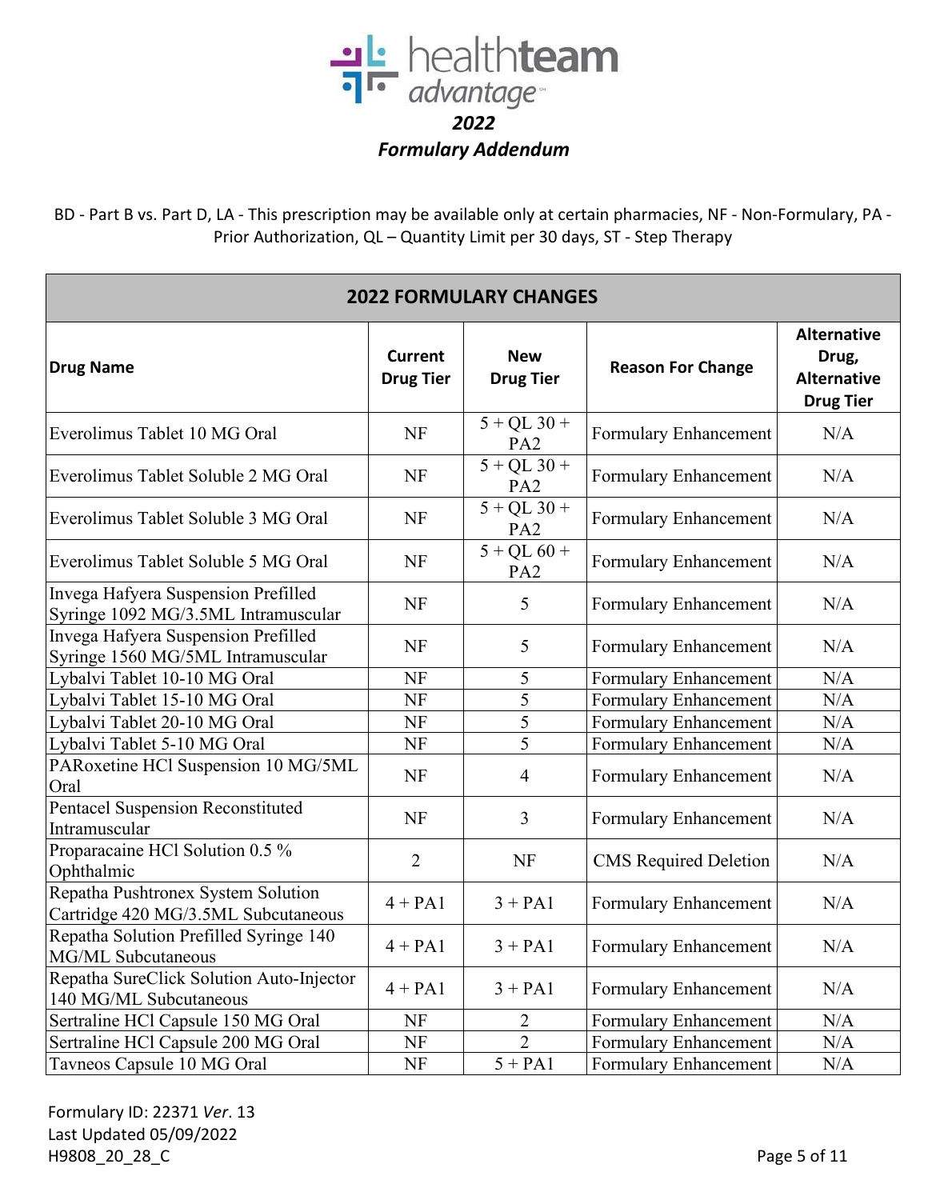# 2022

## *Formulary Addendum*

BD - Part B vs. Part D, LA - This prescription may be available only at certain pharmacies, NF - Non-Formulary, PA - Prior Authorization, QL – Quantity Limit per 30 days, ST - Step Therapy

| **2022 FORMULARY CHANGES** | | | | |
|---|---|---|---|---|
| **Drug Name** | **Current Drug Tier** | **New Drug Tier** | **Reason For Change** | **Alternative Drug, Alternative Drug Tier** |
| Everolimus Tablet 10 MG Oral | NF | 5 + QL 30 + PA2 | Formulary Enhancement | N/A |
| Everolimus Tablet Soluble 2 MG Oral | NF | 5 + QL 30 + PA2 | Formulary Enhancement | N/A |
| Everolimus Tablet Soluble 3 MG Oral | NF | 5 + QL 30 + PA2 | Formulary Enhancement | N/A |
| Everolimus Tablet Soluble 5 MG Oral | NF | 5 + QL 60 + PA2 | Formulary Enhancement | N/A |
| Invega Hafyera Suspension Prefilled Syringe 1092 MG/3.5ML Intramuscular | NF | 5 | Formulary Enhancement | N/A |
| Invega Hafyera Suspension Prefilled Syringe 1560 MG/5ML Intramuscular | NF | 5 | Formulary Enhancement | N/A |
| Lybalvi Tablet 10-10 MG Oral | NF | 5 | Formulary Enhancement | N/A |
| Lybalvi Tablet 15-10 MG Oral | NF | 5 | Formulary Enhancement | N/A |
| Lybalvi Tablet 20-10 MG Oral | NF | 5 | Formulary Enhancement | N/A |
| Lybalvi Tablet 5-10 MG Oral | NF | 5 | Formulary Enhancement | N/A |
| PARoxetine HCl Suspension 10 MG/5ML Oral | NF | 4 | Formulary Enhancement | N/A |
| Pentacel Suspension Reconstituted Intramuscular | NF | 3 | Formulary Enhancement | N/A |
| Proparacaine HCl Solution 0.5 % Ophthalmic | 2 | NF | CMS Required Deletion | N/A |
| Repatha Pushtronex System Solution Cartridge 420 MG/3.5ML Subcutaneous | 4 + PA1 | 3 + PA1 | Formulary Enhancement | N/A |
| Repatha Solution Prefilled Syringe 140 MG/ML Subcutaneous | 4 + PA1 | 3 + PA1 | Formulary Enhancement | N/A |
| Repatha SureClick Solution Auto-Injector 140 MG/ML Subcutaneous | 4 + PA1 | 3 + PA1 | Formulary Enhancement | N/A |
| Sertraline HCl Capsule 150 MG Oral | NF | 2 | Formulary Enhancement | N/A |
| Sertraline HCl Capsule 200 MG Oral | NF | 2 | Formulary Enhancement | N/A |
| Tavneos Capsule 10 MG Oral | NF | 5 + PA1 | Formulary Enhancement | N/A |

Formulary ID: 22371 *Ver*. 13
Last Updated 05/09/2022
H9808_20_28_C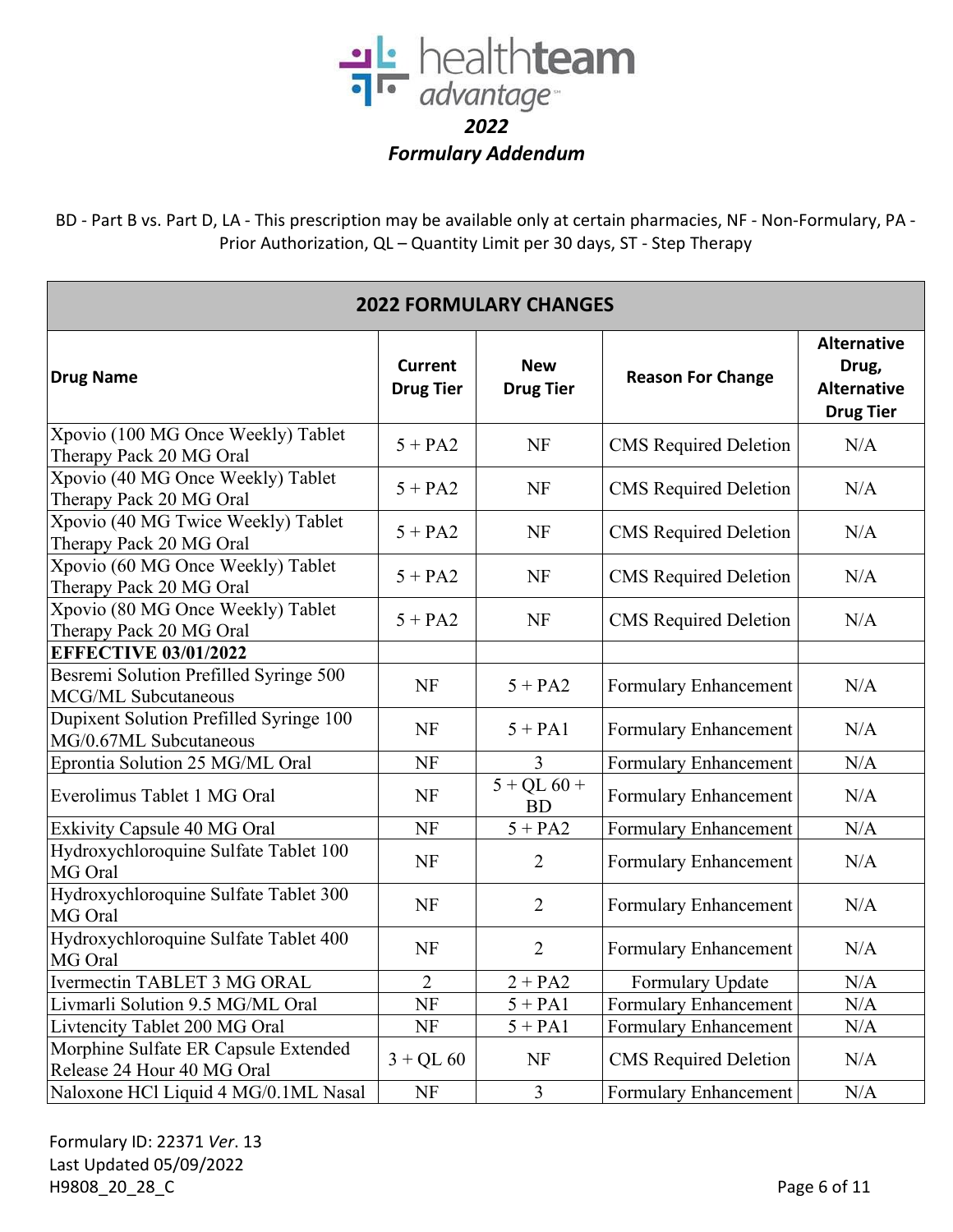# 2022 Formulary Addendum

BD - Part B vs. Part D, LA - This prescription may be available only at certain pharmacies, NF - Non-Formulary, PA - Prior Authorization, QL – Quantity Limit per 30 days, ST - Step Therapy

| 2022 FORMULARY CHANGES | | | | |
|---|---|---|---|---|
| **Drug Name** | **Current Drug Tier** | **New Drug Tier** | **Reason For Change** | **Alternative Drug, Alternative Drug Tier** |
| Xpovio (100 MG Once Weekly) Tablet Therapy Pack 20 MG Oral | 5 + PA2 | NF | CMS Required Deletion | N/A |
| Xpovio (40 MG Once Weekly) Tablet Therapy Pack 20 MG Oral | 5 + PA2 | NF | CMS Required Deletion | N/A |
| Xpovio (40 MG Twice Weekly) Tablet Therapy Pack 20 MG Oral | 5 + PA2 | NF | CMS Required Deletion | N/A |
| Xpovio (60 MG Once Weekly) Tablet Therapy Pack 20 MG Oral | 5 + PA2 | NF | CMS Required Deletion | N/A |
| Xpovio (80 MG Once Weekly) Tablet Therapy Pack 20 MG Oral | 5 + PA2 | NF | CMS Required Deletion | N/A |
| **EFFECTIVE 03/01/2022** | | | | |
| Besremi Solution Prefilled Syringe 500 MCG/ML Subcutaneous | NF | 5 + PA2 | Formulary Enhancement | N/A |
| Dupixent Solution Prefilled Syringe 100 MG/0.67ML Subcutaneous | NF | 5 + PA1 | Formulary Enhancement | N/A |
| Epontia Solution 25 MG/ML Oral | NF | 3 | Formulary Enhancement | N/A |
| Everolimus Tablet 1 MG Oral | NF | 5 + QL 60 + BD | Formulary Enhancement | N/A |
| Exkivity Capsule 40 MG Oral | NF | 5 + PA2 | Formulary Enhancement | N/A |
| Hydroxychloroquine Sulfate Tablet 100 MG Oral | NF | 2 | Formulary Enhancement | N/A |
| Hydroxychloroquine Sulfate Tablet 300 MG Oral | NF | 2 | Formulary Enhancement | N/A |
| Hydroxychloroquine Sulfate Tablet 400 MG Oral | NF | 2 | Formulary Enhancement | N/A |
| Ivermectin TABLET 3 MG ORAL | 2 | 2 + PA2 | Formulary Update | N/A |
| Livmarli Solution 9.5 MG/ML Oral | NF | 5 + PA1 | Formulary Enhancement | N/A |
| Livtencity Tablet 200 MG Oral | NF | 5 + PA1 | Formulary Enhancement | N/A |
| Morphine Sulfate ER Capsule Extended Release 24 Hour 40 MG Oral | 3 + QL 60 | NF | CMS Required Deletion | N/A |
| Naloxone HCl Liquid 4 MG/0.1ML Nasal | NF | 3 | Formulary Enhancement | N/A |

Formulary ID: 22371 *Ver*. 13
Last Updated 05/09/2022
H9808_20_28_C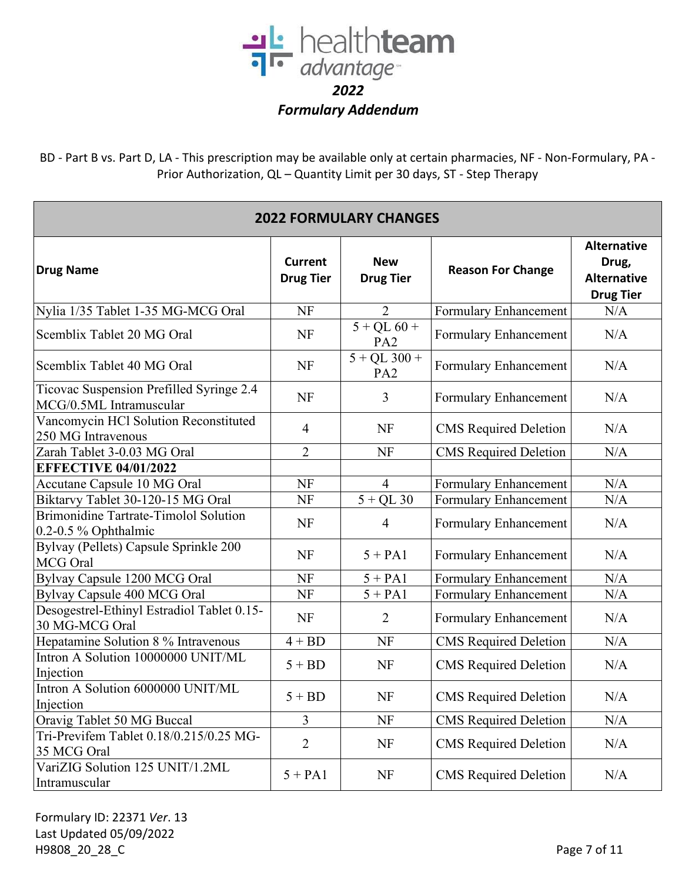# healthteam advantage

## *2022 Formulary Addendum*

BD - Part B vs. Part D, LA - This prescription may be available only at certain pharmacies, NF - Non-Formulary, PA - Prior Authorization, QL – Quantity Limit per 30 days, ST - Step Therapy

| **2022 FORMULARY CHANGES** | | | | |
|---|---|---|---|---|
| **Drug Name** | **Current Drug Tier** | **New Drug Tier** | **Reason For Change** | **Alternative Drug, Alternative Drug Tier** |
| Nylia 1/35 Tablet 1-35 MG-MCG Oral | NF | 2 | Formulary Enhancement | N/A |
| Scemblix Tablet 20 MG Oral | NF | 5 + QL 60 + PA2 | Formulary Enhancement | N/A |
| Scemblix Tablet 40 MG Oral | NF | 5 + QL 300 + PA2 | Formulary Enhancement | N/A |
| Ticovac Suspension Prefilled Syringe 2.4 MCG/0.5ML Intramuscular | NF | 3 | Formulary Enhancement | N/A |
| Vancomycin HCl Solution Reconstituted 250 MG Intravenous | 4 | NF | CMS Required Deletion | N/A |
| Zarah Tablet 3-0.03 MG Oral | 2 | NF | CMS Required Deletion | N/A |
| **EFFECTIVE 04/01/2022** | | | | |
| Accutane Capsule 10 MG Oral | NF | 4 | Formulary Enhancement | N/A |
| Biktarvy Tablet 30-120-15 MG Oral | NF | 5 + QL 30 | Formulary Enhancement | N/A |
| Brimonidine Tartrate-Timolol Solution 0.2-0.5 % Ophthalmic | NF | 4 | Formulary Enhancement | N/A |
| Bylvay (Pellets) Capsule Sprinkle 200 MCG Oral | NF | 5 + PA1 | Formulary Enhancement | N/A |
| Bylvay Capsule 1200 MCG Oral | NF | 5 + PA1 | Formulary Enhancement | N/A |
| Bylvay Capsule 400 MCG Oral | NF | 5 + PA1 | Formulary Enhancement | N/A |
| Desogestrel-Ethinyl Estradiol Tablet 0.15-30 MG-MCG Oral | NF | 2 | Formulary Enhancement | N/A |
| Hepatamine Solution 8 % Intravenous | 4 + BD | NF | CMS Required Deletion | N/A |
| Intron A Solution 10000000 UNIT/ML Injection | 5 + BD | NF | CMS Required Deletion | N/A |
| Intron A Solution 6000000 UNIT/ML Injection | 5 + BD | NF | CMS Required Deletion | N/A |
| Oravig Tablet 50 MG Buccal | 3 | NF | CMS Required Deletion | N/A |
| Tri-Previfem Tablet 0.18/0.215/0.25 MG-35 MCG Oral | 2 | NF | CMS Required Deletion | N/A |
| VariZIG Solution 125 UNIT/1.2ML Intramuscular | 5 + PA1 | NF | CMS Required Deletion | N/A |

Formulary ID: 22371 *Ver*. 13
Last Updated 05/09/2022
H9808_20_28_C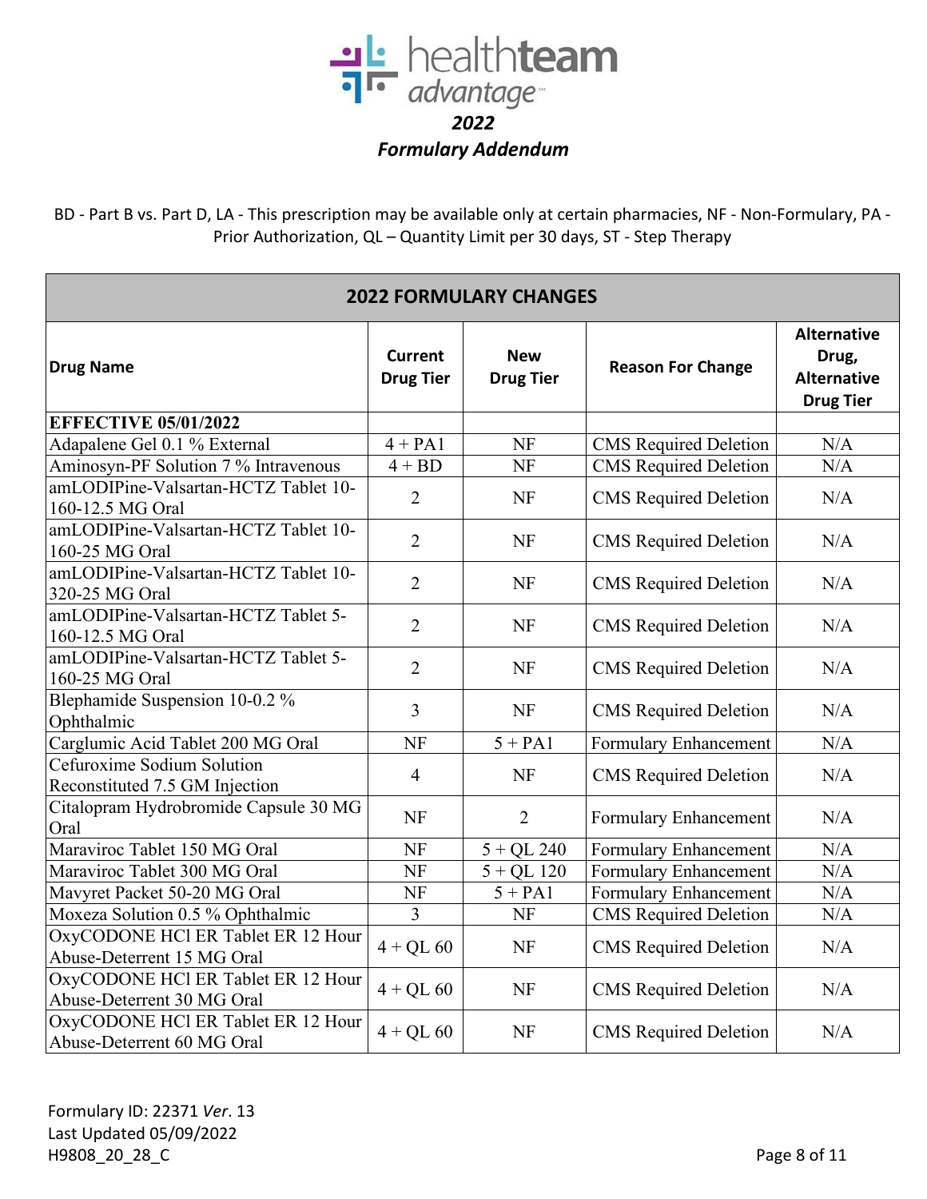healthteam advantage

*2022*

***Formulary Addendum***

BD - Part B vs. Part D, LA - This prescription may be available only at certain pharmacies, NF - Non-Formulary, PA - Prior Authorization, QL – Quantity Limit per 30 days, ST - Step Therapy

| 2022 FORMULARY CHANGES | | | | |
|---|---|---|---|---|
| **Drug Name** | **Current Drug Tier** | **New Drug Tier** | **Reason For Change** | **Alternative Drug, Alternative Drug Tier** |
| **EFFECTIVE 05/01/2022** | | | | |
| Adapalene Gel 0.1 % External | 4 + PA1 | NF | CMS Required Deletion | N/A |
| Aminosyn-PF Solution 7 % Intravenous | 4 + BD | NF | CMS Required Deletion | N/A |
| amLODIPine-Valsartan-HCTZ Tablet 10-160-12.5 MG Oral | 2 | NF | CMS Required Deletion | N/A |
| amLODIPine-Valsartan-HCTZ Tablet 10-160-25 MG Oral | 2 | NF | CMS Required Deletion | N/A |
| amLODIPine-Valsartan-HCTZ Tablet 10-320-25 MG Oral | 2 | NF | CMS Required Deletion | N/A |
| amLODIPine-Valsartan-HCTZ Tablet 5-160-12.5 MG Oral | 2 | NF | CMS Required Deletion | N/A |
| amLODIPine-Valsartan-HCTZ Tablet 5-160-25 MG Oral | 2 | NF | CMS Required Deletion | N/A |
| Blephamide Suspension 10-0.2 % Ophthalmic | 3 | NF | CMS Required Deletion | N/A |
| Carglumic Acid Tablet 200 MG Oral | NF | 5 + PA1 | Formulary Enhancement | N/A |
| Cefuroxime Sodium Solution Reconstituted 7.5 GM Injection | 4 | NF | CMS Required Deletion | N/A |
| Citalopram Hydrobromide Capsule 30 MG Oral | NF | 2 | Formulary Enhancement | N/A |
| Maraviroc Tablet 150 MG Oral | NF | 5 + QL 240 | Formulary Enhancement | N/A |
| Maraviroc Tablet 300 MG Oral | NF | 5 + QL 120 | Formulary Enhancement | N/A |
| Mavyret Packet 50-20 MG Oral | NF | 5 + PA1 | Formulary Enhancement | N/A |
| Moxeza Solution 0.5 % Ophthalmic | 3 | NF | CMS Required Deletion | N/A |
| OxyCODONE HCl ER Tablet ER 12 Hour Abuse-Deterrent 15 MG Oral | 4 + QL 60 | NF | CMS Required Deletion | N/A |
| OxyCODONE HCl ER Tablet ER 12 Hour Abuse-Deterrent 30 MG Oral | 4 + QL 60 | NF | CMS Required Deletion | N/A |
| OxyCODONE HCl ER Tablet ER 12 Hour Abuse-Deterrent 60 MG Oral | 4 + QL 60 | NF | CMS Required Deletion | N/A |

Formulary ID: 22371 *Ver*. 13
Last Updated 05/09/2022
H9808_20_28_C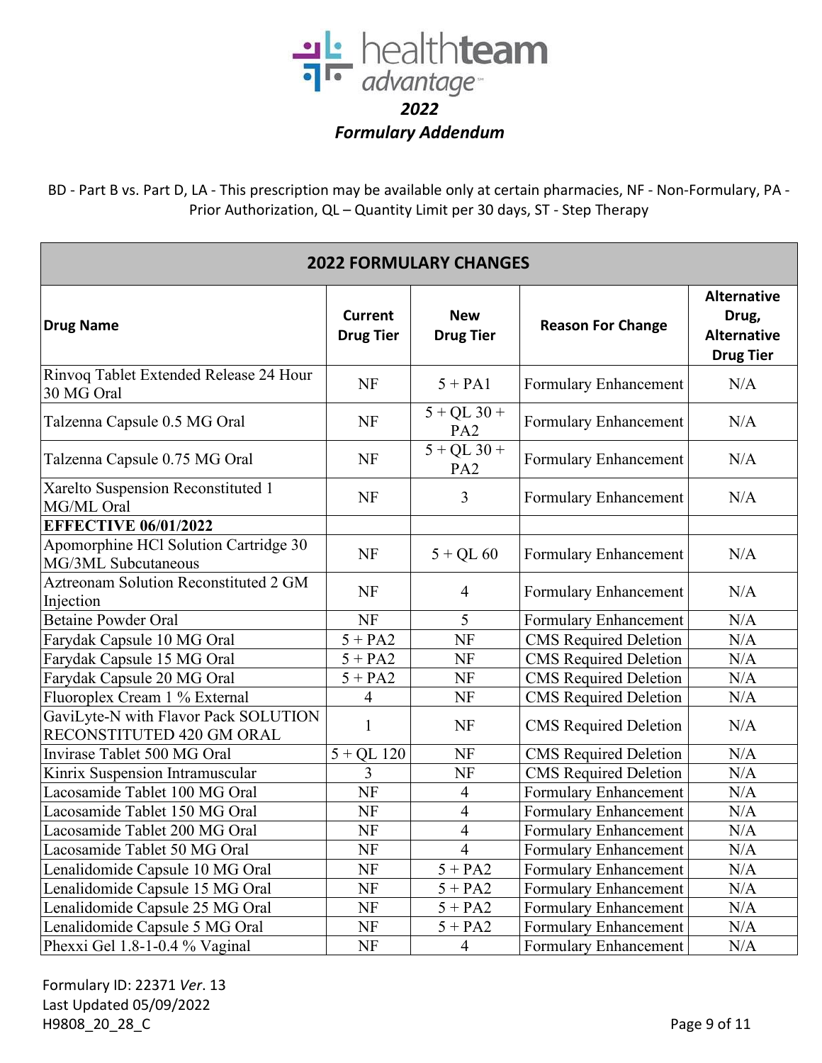# healthteam advantage

## 2022

## Formulary Addendum

BD - Part B vs. Part D, LA - This prescription may be available only at certain pharmacies, NF - Non-Formulary, PA - Prior Authorization, QL – Quantity Limit per 30 days, ST - Step Therapy

| 2022 FORMULARY CHANGES | | | | |
|---|---|---|---|---|
| **Drug Name** | **Current Drug Tier** | **New Drug Tier** | **Reason For Change** | **Alternative Drug, Alternative Drug Tier** |
| Rinvoq Tablet Extended Release 24 Hour 30 MG Oral | NF | 5 + PA1 | Formulary Enhancement | N/A |
| Talzenna Capsule 0.5 MG Oral | NF | 5 + QL 30 + PA2 | Formulary Enhancement | N/A |
| Talzenna Capsule 0.75 MG Oral | NF | 5 + QL 30 + PA2 | Formulary Enhancement | N/A |
| Xarelto Suspension Reconstituted 1 MG/ML Oral | NF | 3 | Formulary Enhancement | N/A |
| **EFFECTIVE 06/01/2022** | | | | |
| Apomorphine HCl Solution Cartridge 30 MG/3ML Subcutaneous | NF | 5 + QL 60 | Formulary Enhancement | N/A |
| Aztreonam Solution Reconstituted 2 GM Injection | NF | 4 | Formulary Enhancement | N/A |
| Betaine Powder Oral | NF | 5 | Formulary Enhancement | N/A |
| Farydak Capsule 10 MG Oral | 5 + PA2 | NF | CMS Required Deletion | N/A |
| Farydak Capsule 15 MG Oral | 5 + PA2 | NF | CMS Required Deletion | N/A |
| Farydak Capsule 20 MG Oral | 5 + PA2 | NF | CMS Required Deletion | N/A |
| Fluoroplex Cream 1 % External | 4 | NF | CMS Required Deletion | N/A |
| GaviLyte-N with Flavor Pack SOLUTION RECONSTITUTED 420 GM ORAL | 1 | NF | CMS Required Deletion | N/A |
| Invirase Tablet 500 MG Oral | 5 + QL 120 | NF | CMS Required Deletion | N/A |
| Kinrix Suspension Intramuscular | 3 | NF | CMS Required Deletion | N/A |
| Lacosamide Tablet 100 MG Oral | NF | 4 | Formulary Enhancement | N/A |
| Lacosamide Tablet 150 MG Oral | NF | 4 | Formulary Enhancement | N/A |
| Lacosamide Tablet 200 MG Oral | NF | 4 | Formulary Enhancement | N/A |
| Lacosamide Tablet 50 MG Oral | NF | 4 | Formulary Enhancement | N/A |
| Lenalidomide Capsule 10 MG Oral | NF | 5 + PA2 | Formulary Enhancement | N/A |
| Lenalidomide Capsule 15 MG Oral | NF | 5 + PA2 | Formulary Enhancement | N/A |
| Lenalidomide Capsule 25 MG Oral | NF | 5 + PA2 | Formulary Enhancement | N/A |
| Lenalidomide Capsule 5 MG Oral | NF | 5 + PA2 | Formulary Enhancement | N/A |
| Phexxi Gel 1.8-1-0.4 % Vaginal | NF | 4 | Formulary Enhancement | N/A |

Formulary ID: 22371 *Ver*. 13
Last Updated 05/09/2022
H9808_20_28_C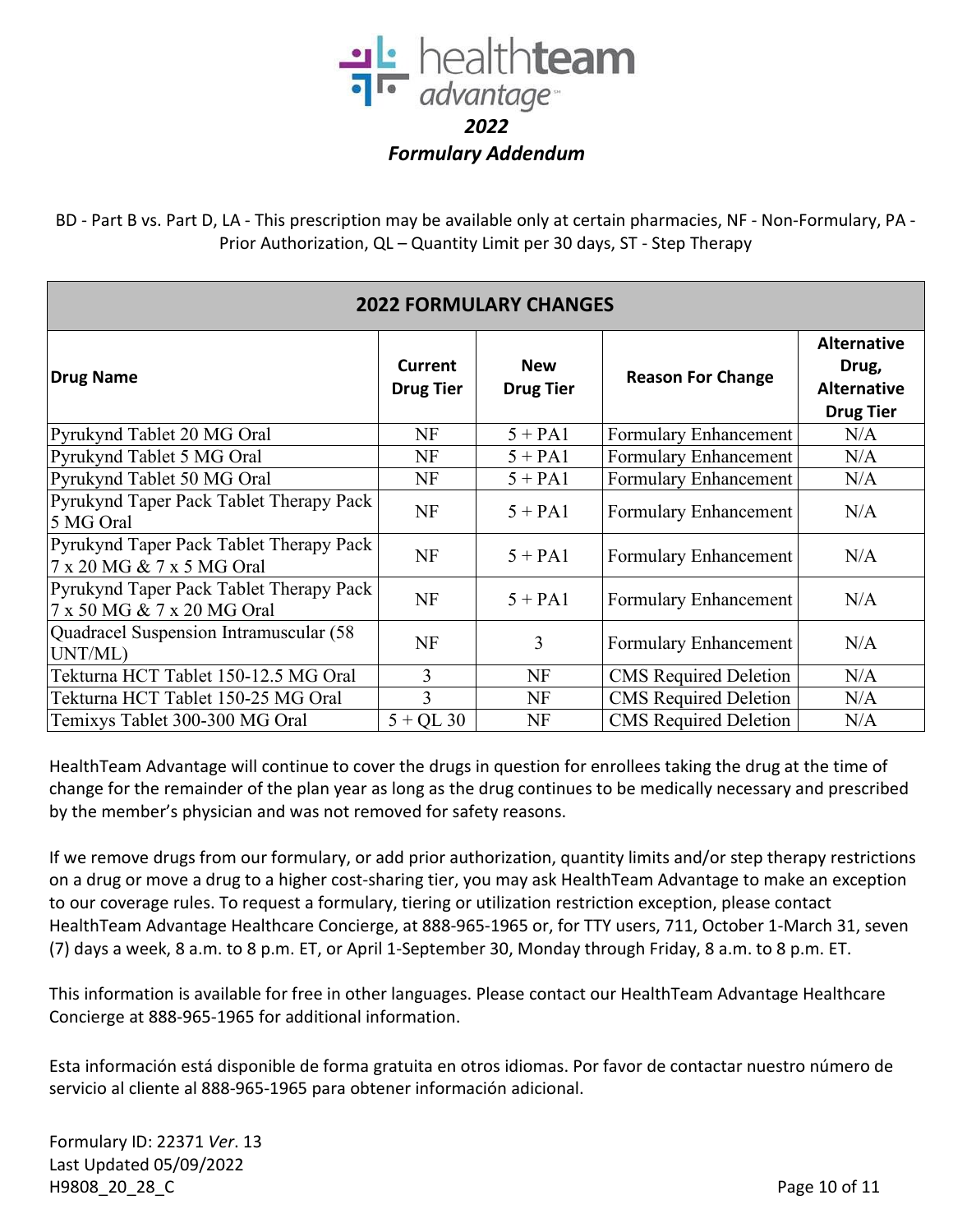# 2022
## *Formulary Addendum*

BD - Part B vs. Part D, LA - This prescription may be available only at certain pharmacies, NF - Non-Formulary, PA - Prior Authorization, QL – Quantity Limit per 30 days, ST - Step Therapy

| **2022 FORMULARY CHANGES** | | | | |
|---|---|---|---|---|
| **Drug Name** | **Current Drug Tier** | **New Drug Tier** | **Reason For Change** | **Alternative Drug, Alternative Drug Tier** |
| Pyrukynd Tablet 20 MG Oral | NF | 5 + PA1 | Formulary Enhancement | N/A |
| Pyrukynd Tablet 5 MG Oral | NF | 5 + PA1 | Formulary Enhancement | N/A |
| Pyrukynd Tablet 50 MG Oral | NF | 5 + PA1 | Formulary Enhancement | N/A |
| Pyrukynd Taper Pack Tablet Therapy Pack 5 MG Oral | NF | 5 + PA1 | Formulary Enhancement | N/A |
| Pyrukynd Taper Pack Tablet Therapy Pack 7 x 20 MG & 7 x 5 MG Oral | NF | 5 + PA1 | Formulary Enhancement | N/A |
| Pyrukynd Taper Pack Tablet Therapy Pack 7 x 50 MG & 7 x 20 MG Oral | NF | 5 + PA1 | Formulary Enhancement | N/A |
| Quadracel Suspension Intramuscular (58 UNT/ML) | NF | 3 | Formulary Enhancement | N/A |
| Tekturna HCT Tablet 150-12.5 MG Oral | 3 | NF | CMS Required Deletion | N/A |
| Tekturna HCT Tablet 150-25 MG Oral | 3 | NF | CMS Required Deletion | N/A |
| Temixys Tablet 300-300 MG Oral | 5 + QL 30 | NF | CMS Required Deletion | N/A |

HealthTeam Advantage will continue to cover the drugs in question for enrollees taking the drug at the time of change for the remainder of the plan year as long as the drug continues to be medically necessary and prescribed by the member's physician and was not removed for safety reasons.

If we remove drugs from our formulary, or add prior authorization, quantity limits and/or step therapy restrictions on a drug or move a drug to a higher cost-sharing tier, you may ask HealthTeam Advantage to make an exception to our coverage rules. To request a formulary, tiering or utilization restriction exception, please contact HealthTeam Advantage Healthcare Concierge, at 888-965-1965 or, for TTY users, 711, October 1-March 31, seven (7) days a week, 8 a.m. to 8 p.m. ET, or April 1-September 30, Monday through Friday, 8 a.m. to 8 p.m. ET.

This information is available for free in other languages. Please contact our HealthTeam Advantage Healthcare Concierge at 888-965-1965 for additional information.

Esta información está disponible de forma gratuita en otros idiomas. Por favor de contactar nuestro número de servicio al cliente al 888-965-1965 para obtener información adicional.

Formulary ID: 22371 *Ver*. 13
Last Updated 05/09/2022
H9808_20_28_C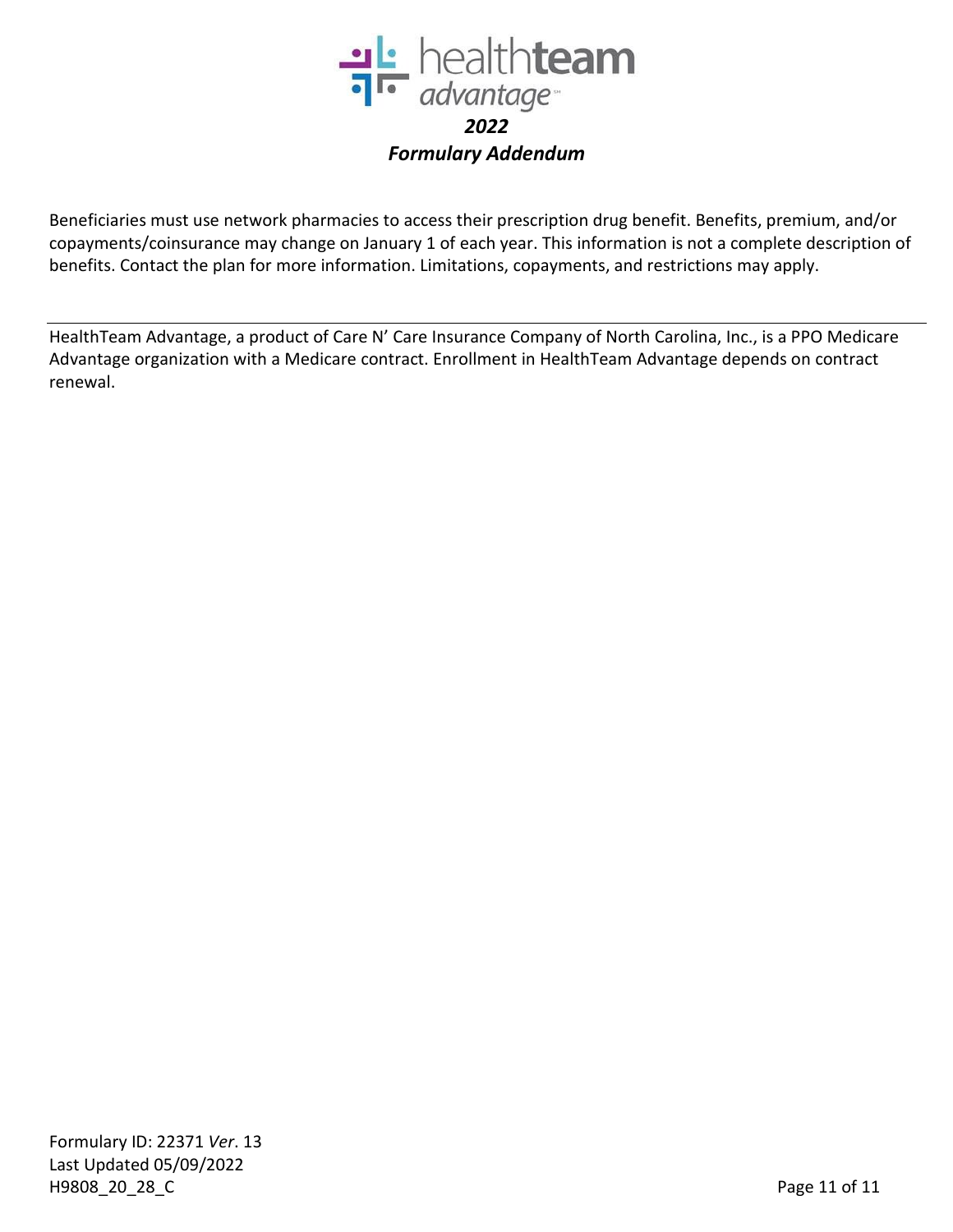healthteam advantage

# *2022*
# *Formulary Addendum*

Beneficiaries must use network pharmacies to access their prescription drug benefit. Benefits, premium, and/or copayments/coinsurance may change on January 1 of each year. This information is not a complete description of benefits. Contact the plan for more information. Limitations, copayments, and restrictions may apply.

---

HealthTeam Advantage, a product of Care N' Care Insurance Company of North Carolina, Inc., is a PPO Medicare Advantage organization with a Medicare contract. Enrollment in HealthTeam Advantage depends on contract renewal.

Formulary ID: 22371 *Ver*. 13
Last Updated 05/09/2022
H9808_20_28_C